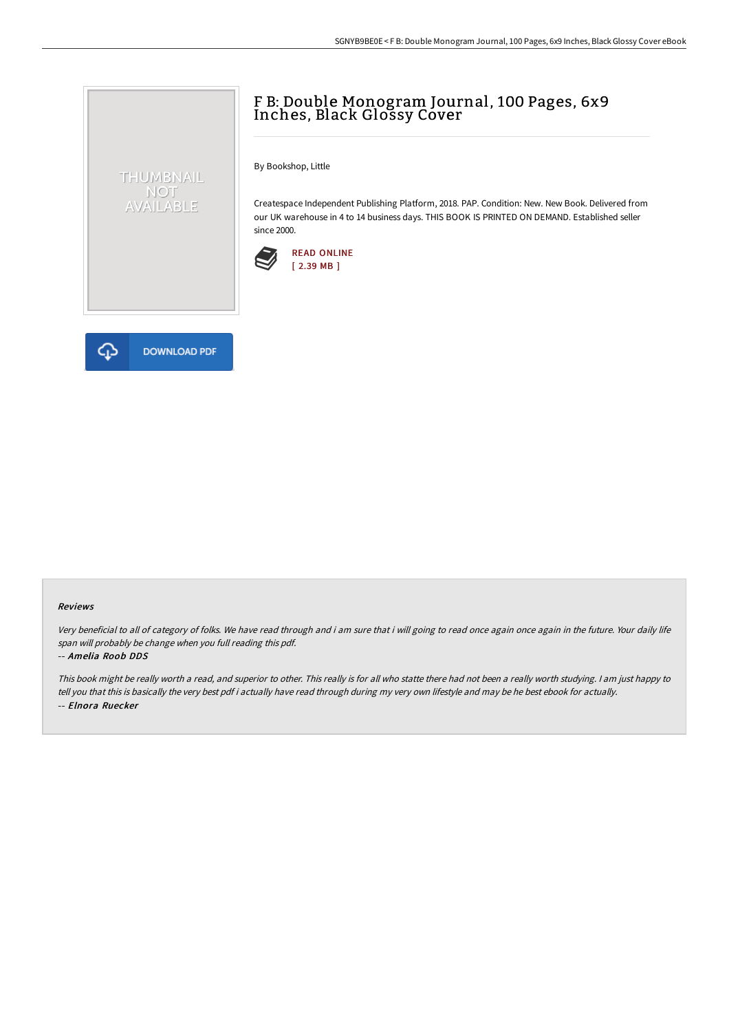# F B: Double Monogram Journal, 100 Pages, 6x9 Inches, Black Glossy Cover

By Bookshop, Little

Createspace Independent Publishing Platform, 2018. PAP. Condition: New. New Book. Delivered from our UK warehouse in 4 to 14 business days. THIS BOOK IS PRINTED ON DEMAND. Established seller since 2000.

READ ONLINE
[ 2.39 MB ]

DOWNLOAD PDF

### Reviews

*Very beneficial to all of category of folks. We have read through and i am sure that i will going to read once again once again in the future. Your daily life span will probably be change when you full reading this pdf.*

*-- **Amelia Roob DDS***

*This book might be really worth a read, and superior to other. This really is for all who statte there had not been a really worth studying. I am just happy to tell you that this is basically the very best pdf i actually have read through during my very own lifestyle and may be he best ebook for actually.*

*-- **Elnora Ruecker***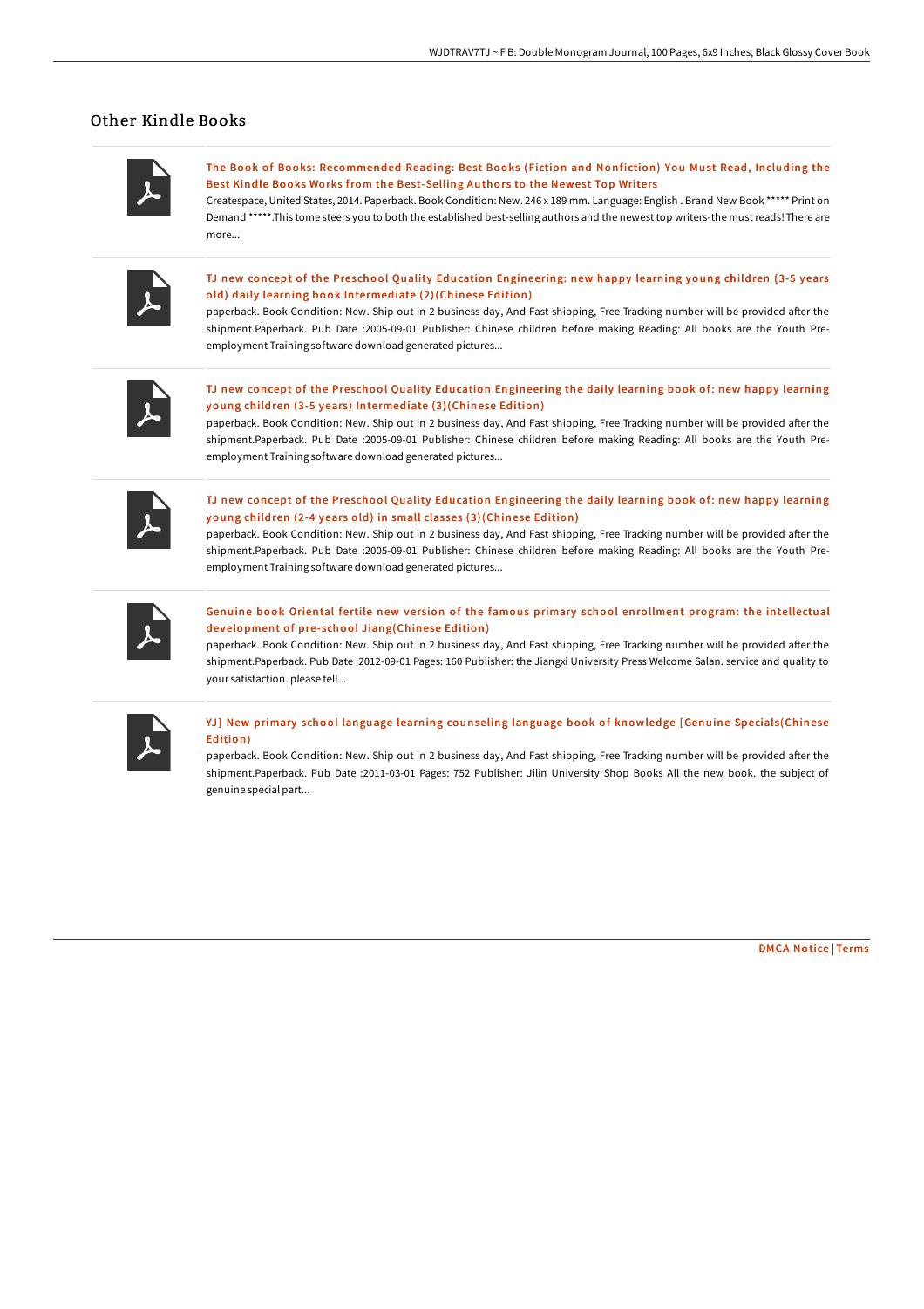## Other Kindle Books

**The Book of Books: Recommended Reading: Best Books (Fiction and Nonfiction) You Must Read, Including the Best Kindle Books Works from the Best-Selling Authors to the Newest Top Writers**

Createspace, United States, 2014. Paperback. Book Condition: New. 246 x 189 mm. Language: English . Brand New Book ***** Print on Demand *****.This tome steers you to both the established best-selling authors and the newest top writers-the must reads! There are more...

**TJ new concept of the Preschool Quality Education Engineering: new happy learning young children (3-5 years old) daily learning book Intermediate (2)(Chinese Edition)**

paperback. Book Condition: New. Ship out in 2 business day, And Fast shipping, Free Tracking number will be provided after the shipment.Paperback. Pub Date :2005-09-01 Publisher: Chinese children before making Reading: All books are the Youth Pre-employment Training software download generated pictures...

**TJ new concept of the Preschool Quality Education Engineering the daily learning book of: new happy learning young children (3-5 years) Intermediate (3)(Chinese Edition)**

paperback. Book Condition: New. Ship out in 2 business day, And Fast shipping, Free Tracking number will be provided after the shipment.Paperback. Pub Date :2005-09-01 Publisher: Chinese children before making Reading: All books are the Youth Pre-employment Training software download generated pictures...

**TJ new concept of the Preschool Quality Education Engineering the daily learning book of: new happy learning young children (2-4 years old) in small classes (3)(Chinese Edition)**

paperback. Book Condition: New. Ship out in 2 business day, And Fast shipping, Free Tracking number will be provided after the shipment.Paperback. Pub Date :2005-09-01 Publisher: Chinese children before making Reading: All books are the Youth Pre-employment Training software download generated pictures...

**Genuine book Oriental fertile new version of the famous primary school enrollment program: the intellectual development of pre-school Jiang(Chinese Edition)**

paperback. Book Condition: New. Ship out in 2 business day, And Fast shipping, Free Tracking number will be provided after the shipment.Paperback. Pub Date :2012-09-01 Pages: 160 Publisher: the Jiangxi University Press Welcome Salan. service and quality to your satisfaction. please tell...

**YJ] New primary school language learning counseling language book of knowledge [Genuine Specials(Chinese Edition)**

paperback. Book Condition: New. Ship out in 2 business day, And Fast shipping, Free Tracking number will be provided after the shipment.Paperback. Pub Date :2011-03-01 Pages: 752 Publisher: Jilin University Shop Books All the new book. the subject of genuine special part...